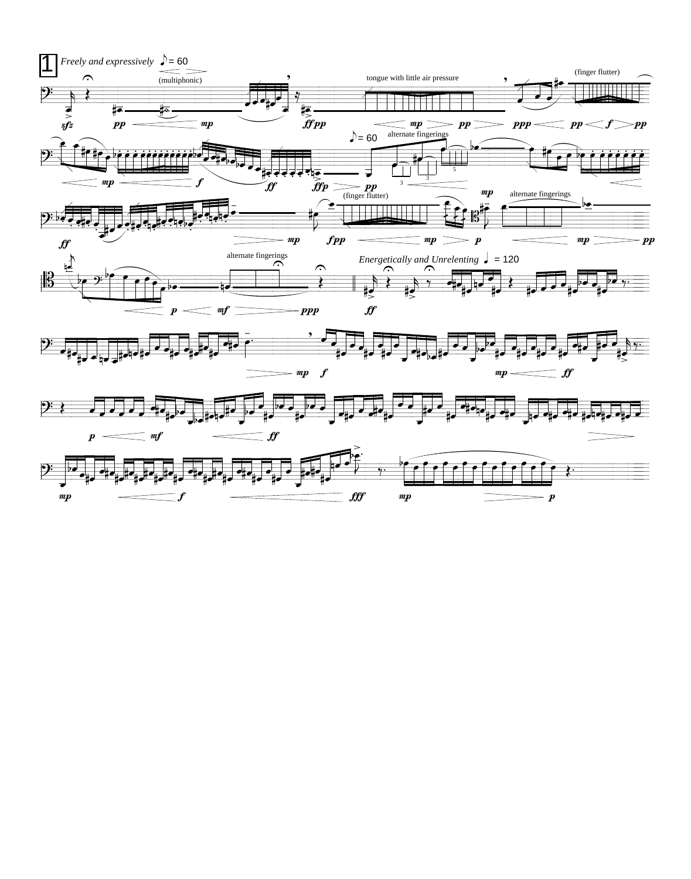1

*Freely and expressively* ♪ = 60

(multiphonic)

tongue with little air pressure

(finger flutter)

*sfz* *pp* *mp* *ff pp* *mp* *pp* *ppp* *pp* *f* *pp*

♪ = 60

alternate fingerings

*mp* *f* *ff* *ffp* *pp* *mp*

(finger flutter)

alternate fingerings

*ff* *mp* *fpp* *mp* *p* *mp* *pp*

alternate fingerings

*Energetically and Unrelenting* ♩ = 120

*p* *mf* *ppp* *ff*

*mp* *f* *mp* *ff*

*p* *mf* *ff*

*mp* *f* *fff* *mp* *p*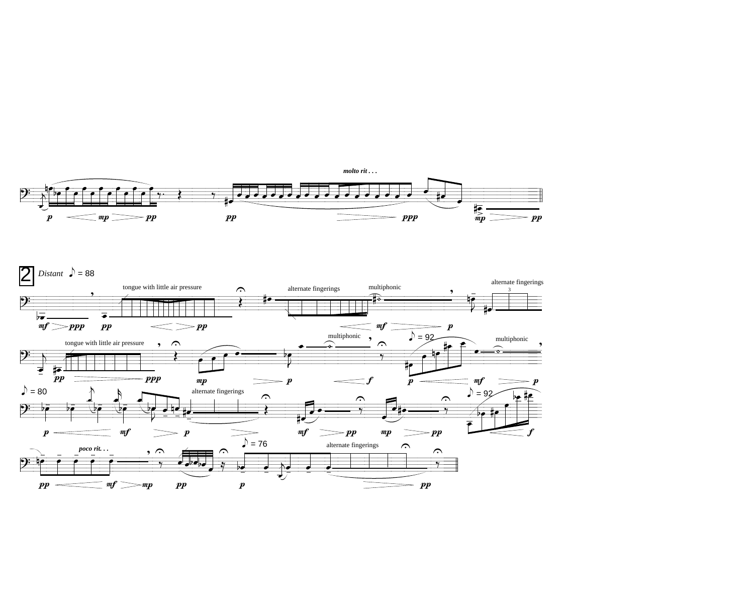*molto rit . . .*

**2** *Distant* ♪ = 88

tongue with little air pressure

alternate fingerings

multiphonic

alternate fingerings

tongue with little air pressure

multiphonic

♪ = 92

multiphonic

♪ = 80

alternate fingerings

♪ = 92

*poco rit. . .*

♪ = 76

alternate fingerings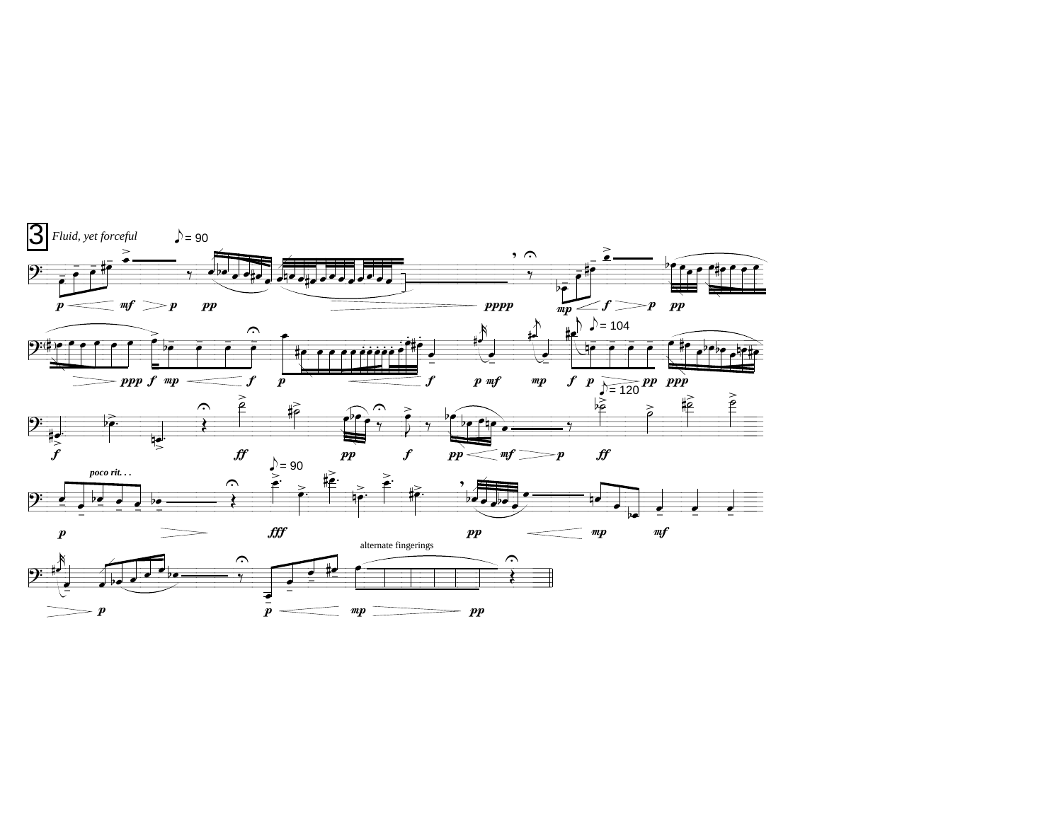3

*Fluid, yet forceful*

♪ = 90

♪ = 104

♪ = 120

*poco rit. . .*

♪ = 90

alternate fingerings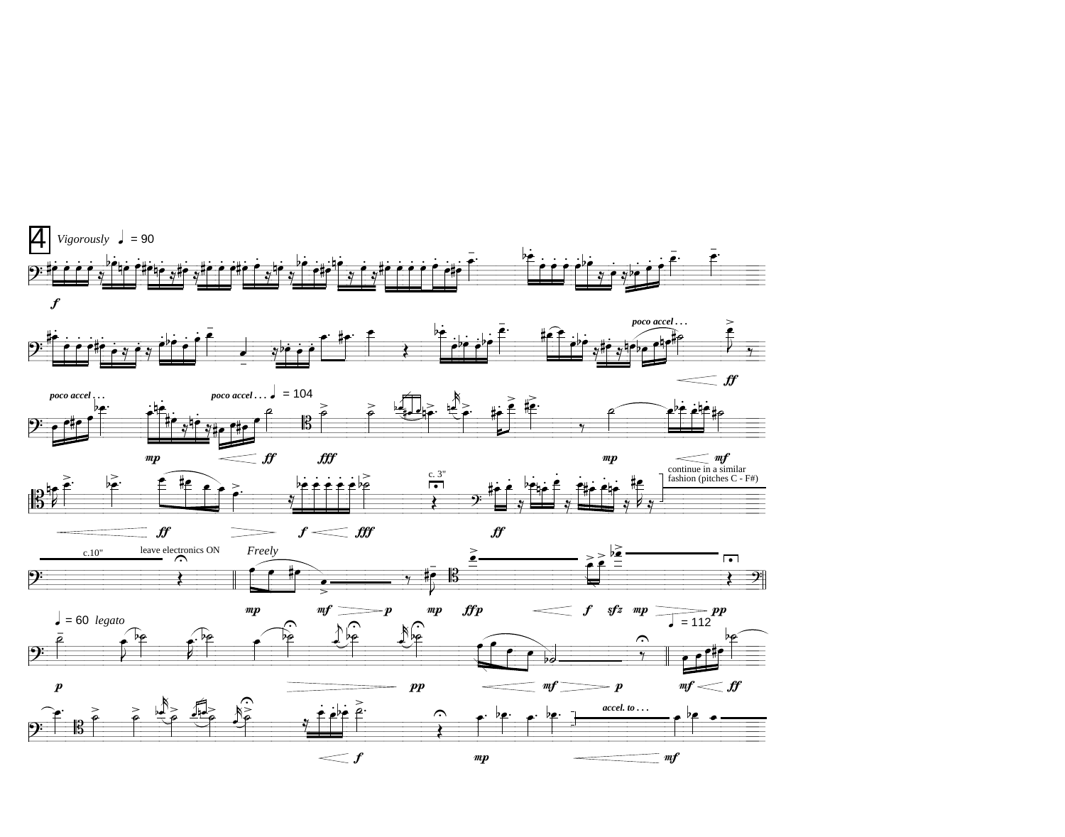4 *Vigorously* ♩ = 90

*f*

*poco accel . . .*

*ff*

*poco accel . . .* *poco accel . . .* ♩ = 104

*mp* *ff* *fff* *mp* *mf*

c. 3"

continue in a similar fashion (pitches C - F#)

*ff* *f* *fff* *ff*

c.10" leave electronics ON *Freely*

*mp* *mf* *p* *mp* *ffp* *f* *sfz* *mp* *pp*

♩ = 60 *legato* ♩ = 112

*p* *pp* *mf* *p* *mf* *ff*

*accel. to . . .*

*f* *mp* *mf*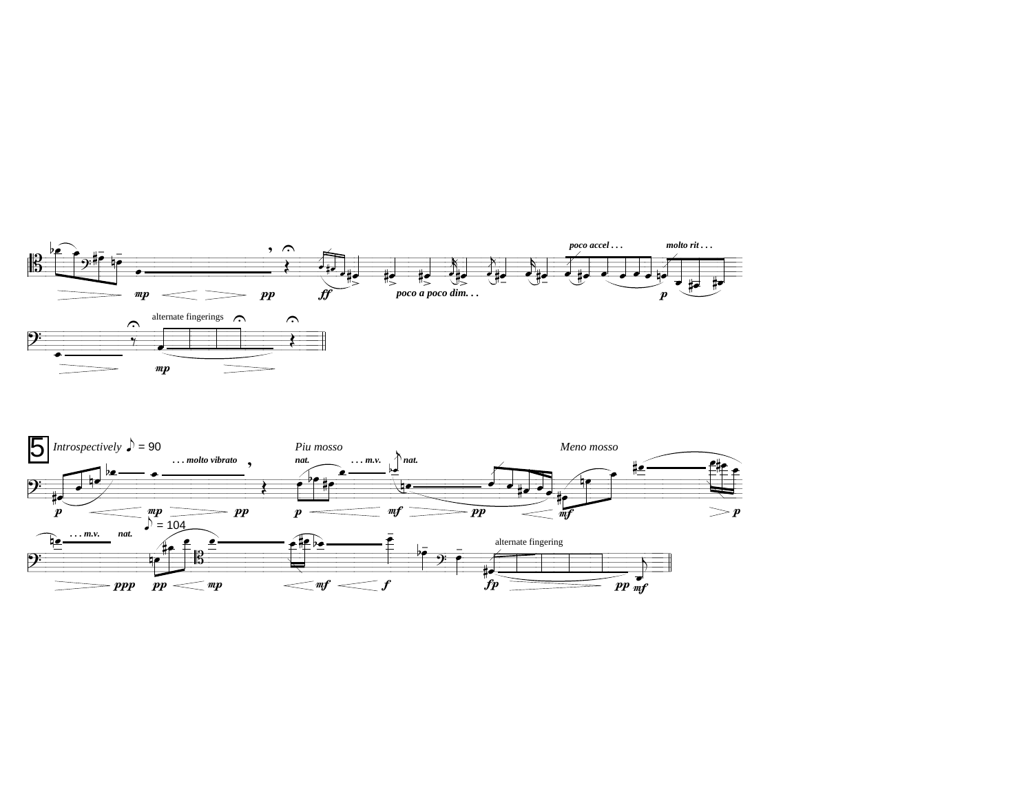poco accel . . . molto rit . . .

mp pp ff poco a poco dim. . . p

alternate fingerings

mp

5 *Introspectively* ♪ = 90

. . . molto vibrato

p mp pp

*Piu mosso*

nat. . . . m.v. nat.

p mf pp

*Meno mosso*

mf p

. . . m.v. nat.

♪ = 104

ppp pp mp mf f

alternate fingering

fp pp mf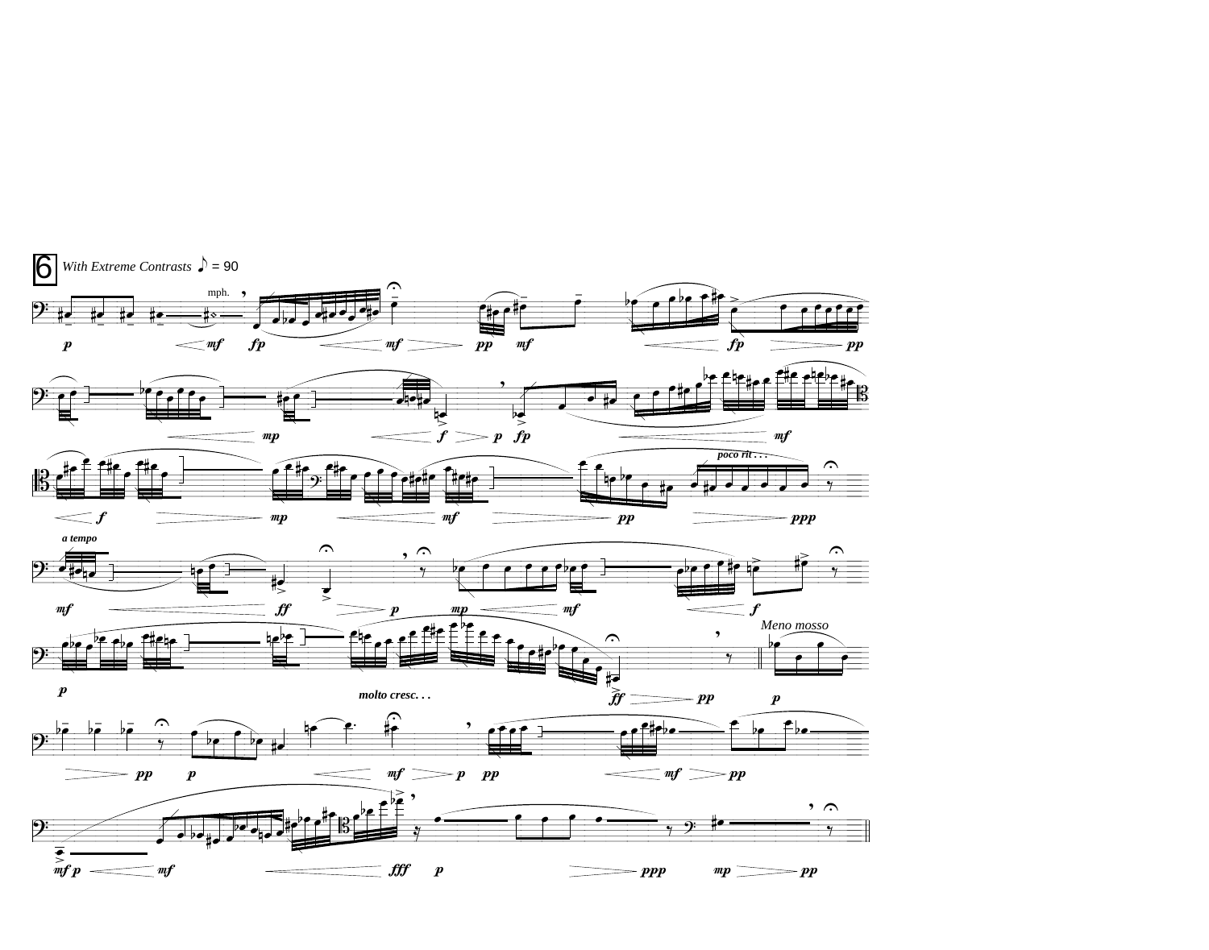# 6

*With Extreme Contrasts* ♪ = 90

mph.

*poco rit . . .*

*a tempo*

*molto cresc. . .*

*Meno mosso*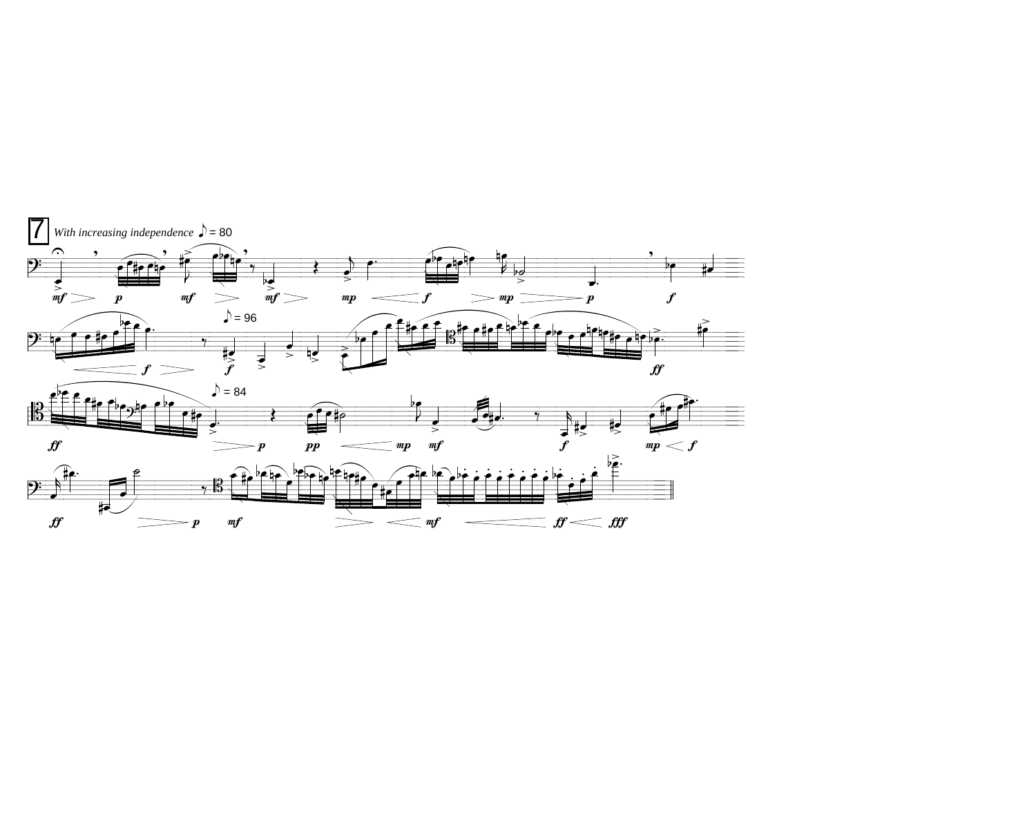7 *With increasing independence* ♪ = 80

♪ = 96

♪ = 84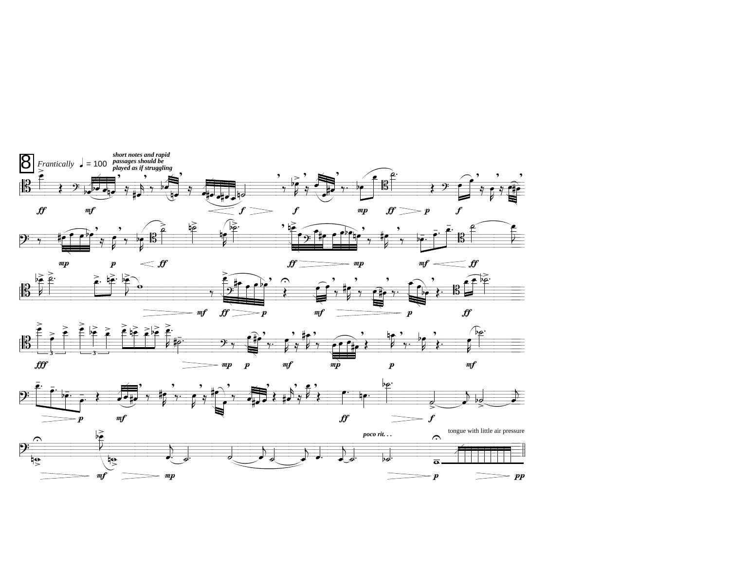**8** *Frantically* ♩ = 100 ***short notes and rapid passages should be played as if struggling***

*poco rit. . .*

tongue with little air pressure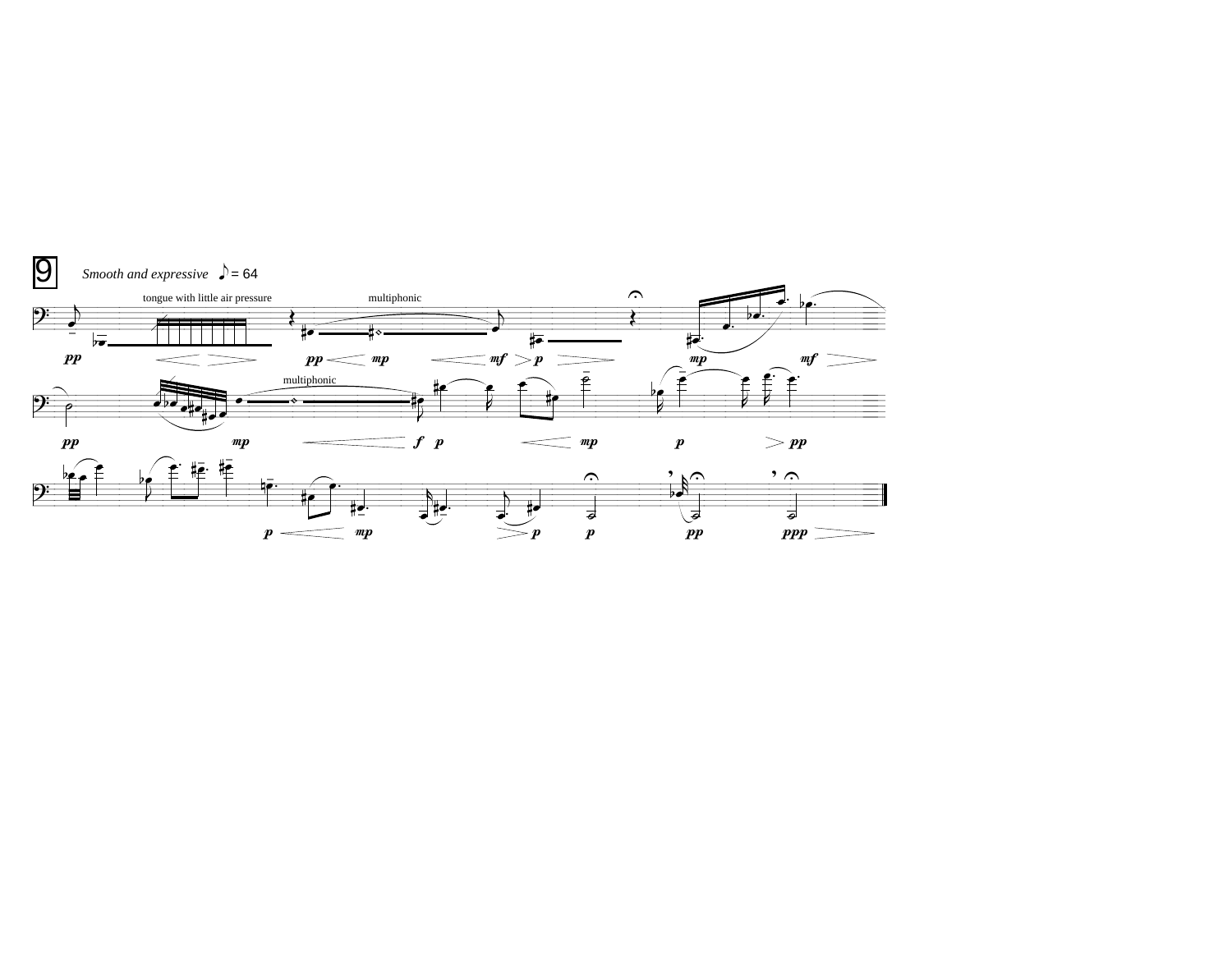9

*Smooth and expressive* ♪ = 64

tongue with little air pressure

multiphonic

multiphonic